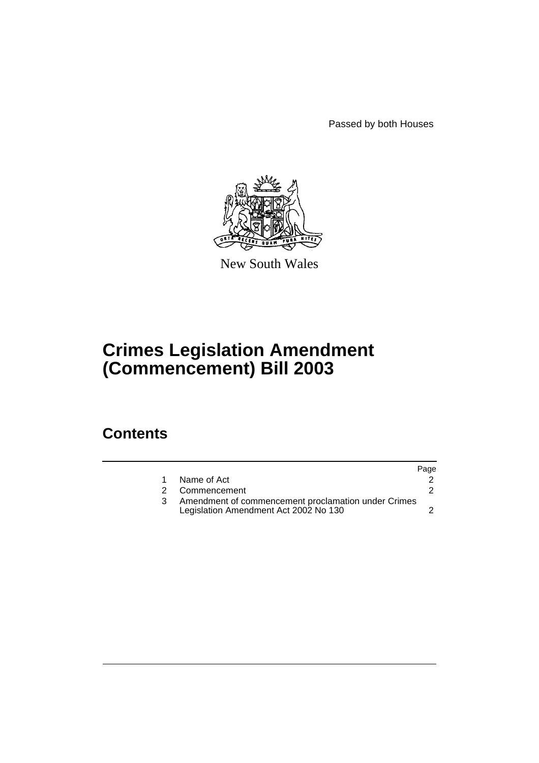Passed by both Houses

New South Wales

# Crimes Legislation Amendment (Commencement) Bill 2003

## Contents

| | | Page |
|---|---|---|
| 1 | Name of Act | 2 |
| 2 | Commencement | 2 |
| 3 | Amendment of commencement proclamation under Crimes Legislation Amendment Act 2002 No 130 | 2 |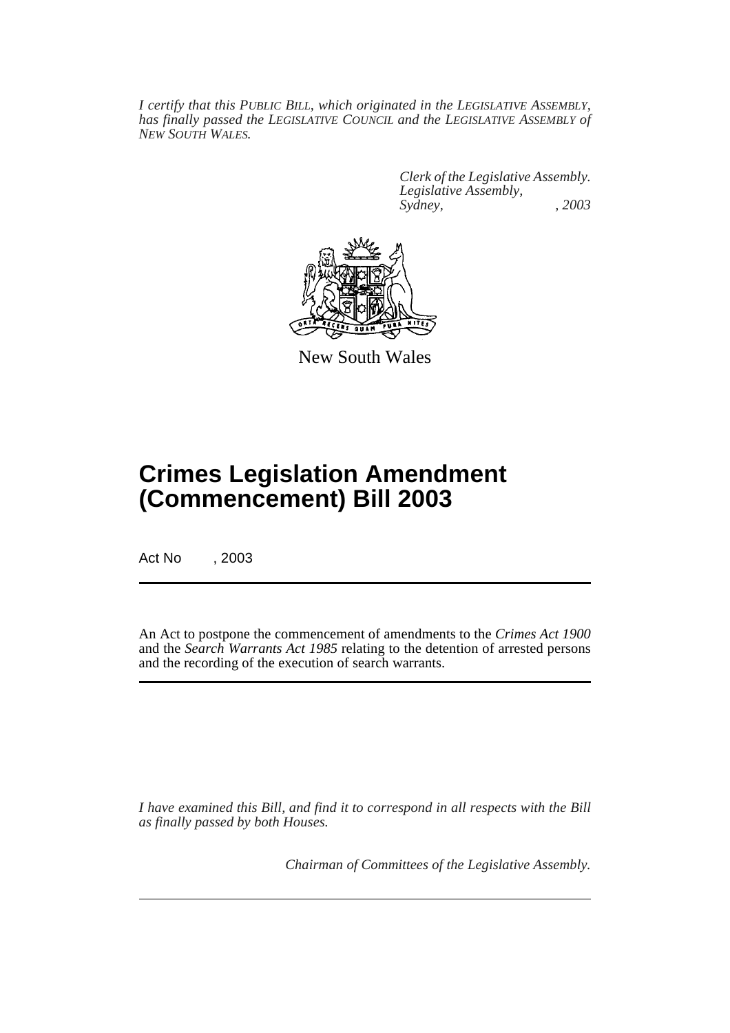*I certify that this PUBLIC BILL, which originated in the LEGISLATIVE ASSEMBLY, has finally passed the LEGISLATIVE COUNCIL and the LEGISLATIVE ASSEMBLY of NEW SOUTH WALES.*

*Clerk of the Legislative Assembly.*
*Legislative Assembly,*
*Sydney, , 2003*

New South Wales

# Crimes Legislation Amendment (Commencement) Bill 2003

Act No , 2003

An Act to postpone the commencement of amendments to the *Crimes Act 1900* and the *Search Warrants Act 1985* relating to the detention of arrested persons and the recording of the execution of search warrants.

*I have examined this Bill, and find it to correspond in all respects with the Bill as finally passed by both Houses.*

*Chairman of Committees of the Legislative Assembly.*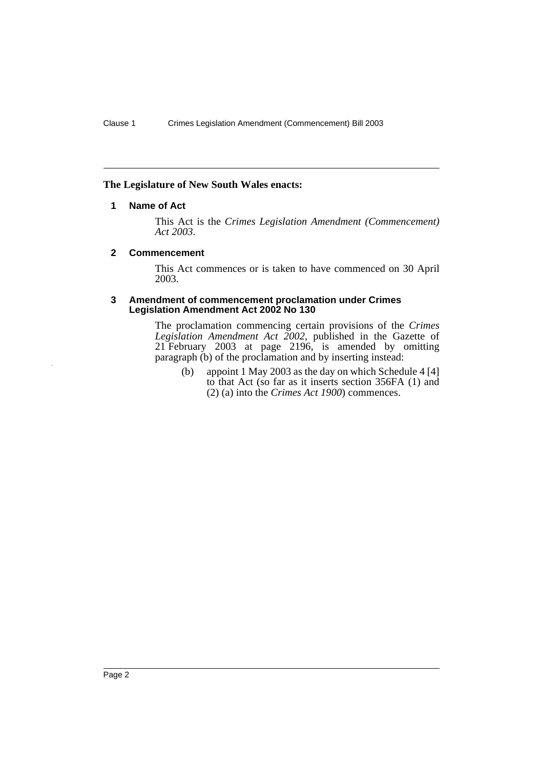**The Legislature of New South Wales enacts:**

## 1 Name of Act

This Act is the *Crimes Legislation Amendment (Commencement) Act 2003*.

## 2 Commencement

This Act commences or is taken to have commenced on 30 April 2003.

## 3 Amendment of commencement proclamation under Crimes Legislation Amendment Act 2002 No 130

The proclamation commencing certain provisions of the *Crimes Legislation Amendment Act 2002*, published in the Gazette of 21 February 2003 at page 2196, is amended by omitting paragraph (b) of the proclamation and by inserting instead:

> (b) appoint 1 May 2003 as the day on which Schedule 4 [4] to that Act (so far as it inserts section 356FA (1) and (2) (a) into the *Crimes Act 1900*) commences.